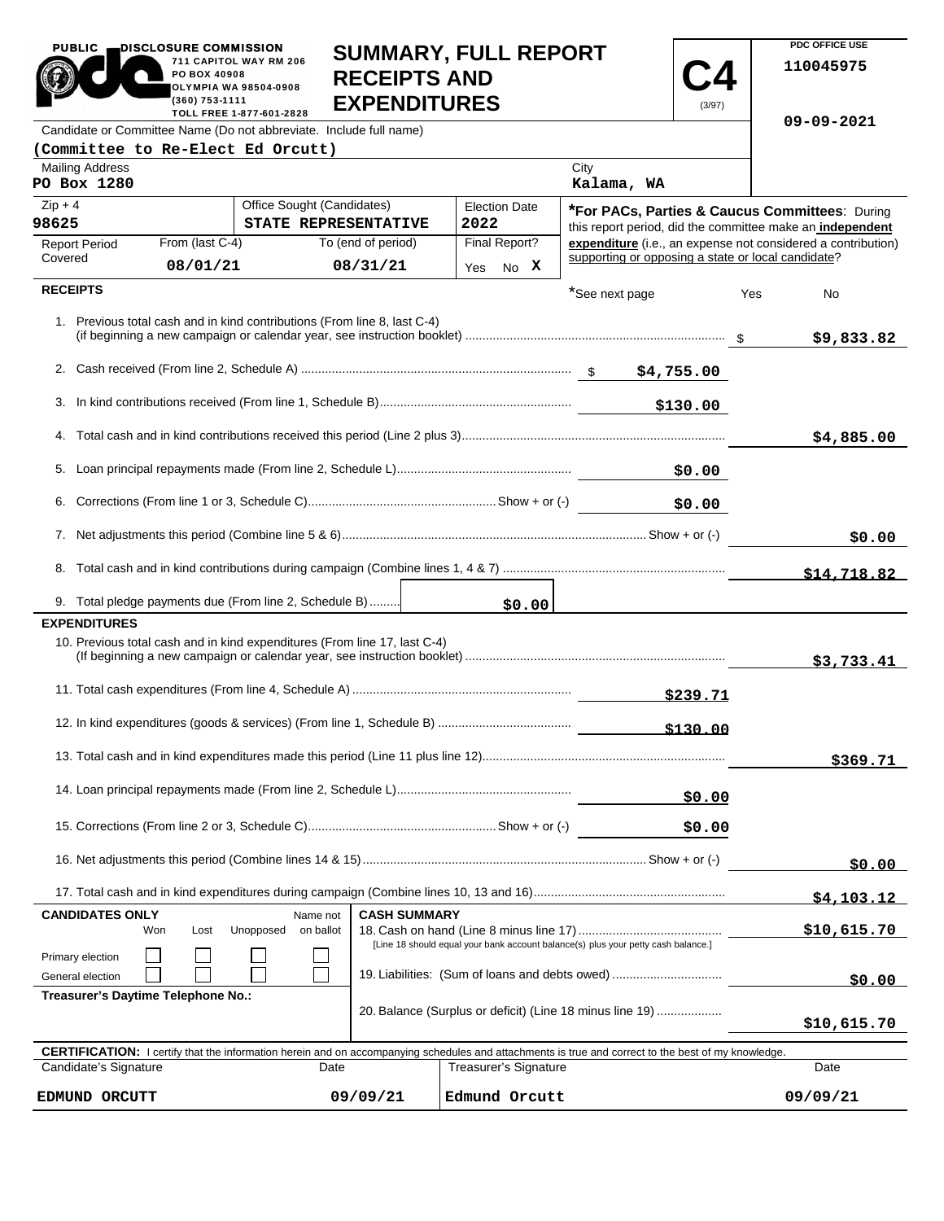**PUBLIC DISCLOSURE COMMISSION**
711 CAPITOL WAY RM 206
PO BOX 40908
OLYMPIA WA 98504-0908
(360) 753-1111
TOLL FREE 1-877-601-2828

# SUMMARY, FULL REPORT RECEIPTS AND EXPENDITURES

**C4** (3/97)

PDC OFFICE USE
110045975
09-09-2021

Candidate or Committee Name (Do not abbreviate. Include full name)
**(Committee to Re-Elect Ed Orcutt)**

| Mailing Address | City |
|---|---|
| PO Box 1280 | Kalama, WA |

| Zip + 4 | Office Sought (Candidates) | Election Date |
|---|---|---|
| 98625 | STATE REPRESENTATIVE | 2022 |

| Report Period Covered | From (last C-4) | To (end of period) | Final Report? |
|---|---|---|---|
| | 08/01/21 | 08/31/21 | Yes No X |

***For PACs, Parties & Caucus Committees**: During this report period, did the committee make an **independent expenditure** (i.e., an expense not considered a contribution) supporting or opposing a state or local candidate?

*See next page   Yes   No

## RECEIPTS

| Line | Description | Amount | Total |
|---|---|---|---|
| 1. | Previous total cash and in kind contributions (From line 8, last C-4) (if beginning a new campaign or calendar year, see instruction booklet) | | $9,833.82 |
| 2. | Cash received (From line 2, Schedule A) | $4,755.00 | |
| 3. | In kind contributions received (From line 1, Schedule B) | $130.00 | |
| 4. | Total cash and in kind contributions received this period (Line 2 plus 3) | | $4,885.00 |
| 5. | Loan principal repayments made (From line 2, Schedule L) | $0.00 | |
| 6. | Corrections (From line 1 or 3, Schedule C) Show + or (-) | $0.00 | |
| 7. | Net adjustments this period (Combine line 5 & 6) Show + or (-) | | $0.00 |
| 8. | Total cash and in kind contributions during campaign (Combine lines 1, 4 & 7) | | $14,718.82 |
| 9. | Total pledge payments due (From line 2, Schedule B) | $0.00 | |

## EXPENDITURES

| Line | Description | Amount | Total |
|---|---|---|---|
| 10. | Previous total cash and in kind expenditures (From line 17, last C-4) (If beginning a new campaign or calendar year, see instruction booklet) | | $3,733.41 |
| 11. | Total cash expenditures (From line 4, Schedule A) | $239.71 | |
| 12. | In kind expenditures (goods & services) (From line 1, Schedule B) | $130.00 | |
| 13. | Total cash and in kind expenditures made this period (Line 11 plus line 12) | | $369.71 |
| 14. | Loan principal repayments made (From line 2, Schedule L) | $0.00 | |
| 15. | Corrections (From line 2 or 3, Schedule C) Show + or (-) | $0.00 | |
| 16. | Net adjustments this period (Combine lines 14 & 15) Show + or (-) | | $0.00 |
| 17. | Total cash and in kind expenditures during campaign (Combine lines 10, 13 and 16) | | $4,103.12 |

**CANDIDATES ONLY**

| | Won | Lost | Unopposed | Name not on ballot |
|---|---|---|---|---|
| Primary election | ☐ | ☐ | ☐ | ☐ |
| General election | ☐ | ☐ | ☐ | ☐ |

**Treasurer's Daytime Telephone No.:**

**CASH SUMMARY**

| Line | Description | Amount |
|---|---|---|
| 18. | Cash on hand (Line 8 minus line 17) [Line 18 should equal your bank account balance(s) plus your petty cash balance.] | $10,615.70 |
| 19. | Liabilities: (Sum of loans and debts owed) | $0.00 |
| 20. | Balance (Surplus or deficit) (Line 18 minus line 19) | $10,615.70 |

**CERTIFICATION:** I certify that the information herein and on accompanying schedules and attachments is true and correct to the best of my knowledge.

| Candidate's Signature | Date | Treasurer's Signature | Date |
|---|---|---|---|
| EDMUND ORCUTT | 09/09/21 | Edmund Orcutt | 09/09/21 |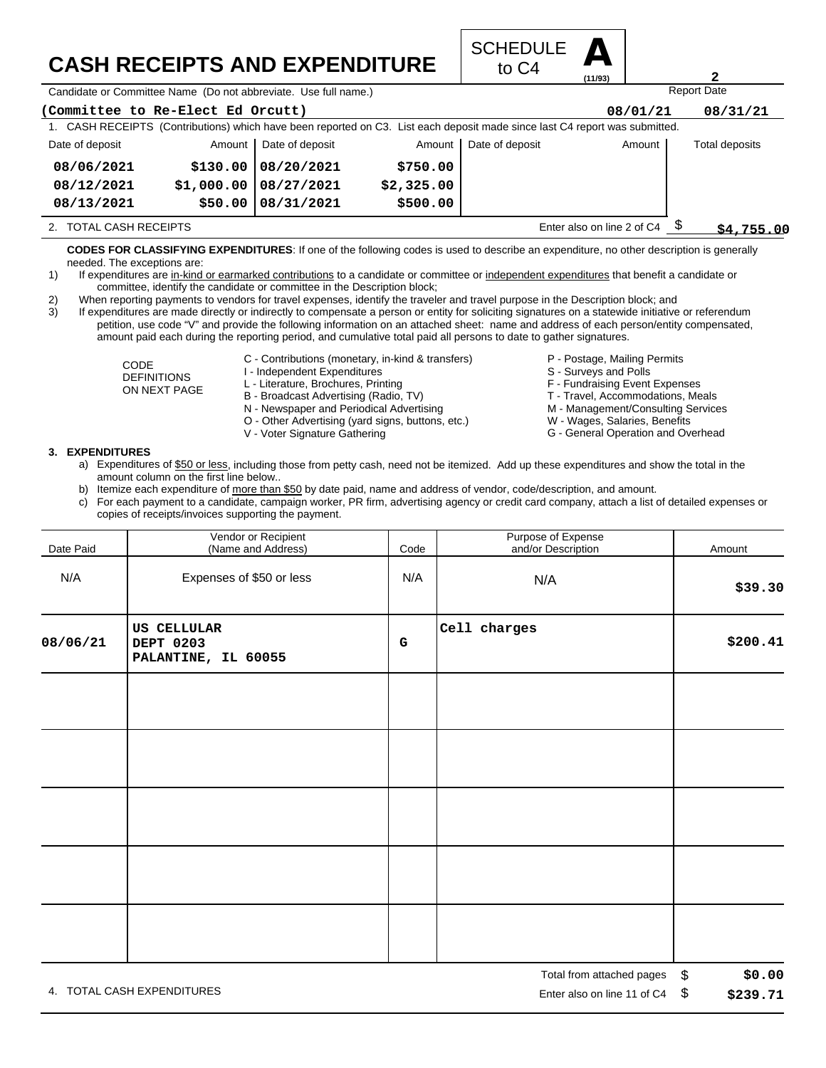# CASH RECEIPTS AND EXPENDITURE

SCHEDULE **A** to C4 (11/93)

**2**

Candidate or Committee Name (Do not abbreviate. Use full name.)

**(Committee to Re-Elect Ed Orcutt)**

Report Date: **08/01/21** **08/31/21**

1. CASH RECEIPTS (Contributions) which have been reported on C3. List each deposit made since last C4 report was submitted.

| Date of deposit | Amount | Date of deposit | Amount | Date of deposit | Amount | Total deposits |
|---|---|---|---|---|---|---|
| 08/06/2021 | $130.00 | 08/20/2021 | $750.00 | | | |
| 08/12/2021 | $1,000.00 | 08/27/2021 | $2,325.00 | | | |
| 08/13/2021 | $50.00 | 08/31/2021 | $500.00 | | | |

2. TOTAL CASH RECEIPTS — Enter also on line 2 of C4 $ **$4,755.00**

**CODES FOR CLASSIFYING EXPENDITURES**: If one of the following codes is used to describe an expenditure, no other description is generally needed. The exceptions are:

1) If expenditures are in-kind or earmarked contributions to a candidate or committee or independent expenditures that benefit a candidate or committee, identify the candidate or committee in the Description block;
2) When reporting payments to vendors for travel expenses, identify the traveler and travel purpose in the Description block; and
3) If expenditures are made directly or indirectly to compensate a person or entity for soliciting signatures on a statewide initiative or referendum petition, use code "V" and provide the following information on an attached sheet: name and address of each person/entity compensated, amount paid each during the reporting period, and cumulative total paid all persons to date to gather signatures.

CODE DEFINITIONS ON NEXT PAGE

- C - Contributions (monetary, in-kind & transfers)
- I - Independent Expenditures
- L - Literature, Brochures, Printing
- B - Broadcast Advertising (Radio, TV)
- N - Newspaper and Periodical Advertising
- O - Other Advertising (yard signs, buttons, etc.)
- V - Voter Signature Gathering
- P - Postage, Mailing Permits
- S - Surveys and Polls
- F - Fundraising Event Expenses
- T - Travel, Accommodations, Meals
- M - Management/Consulting Services
- W - Wages, Salaries, Benefits
- G - General Operation and Overhead

**3. EXPENDITURES**

a) Expenditures of $50 or less, including those from petty cash, need not be itemized. Add up these expenditures and show the total in the amount column on the first line below..
b) Itemize each expenditure of more than $50 by date paid, name and address of vendor, code/description, and amount.
c) For each payment to a candidate, campaign worker, PR firm, advertising agency or credit card company, attach a list of detailed expenses or copies of receipts/invoices supporting the payment.

| Date Paid | Vendor or Recipient (Name and Address) | Code | Purpose of Expense and/or Description | Amount |
|---|---|---|---|---|
| N/A | Expenses of $50 or less | N/A | N/A | $39.30 |
| 08/06/21 | US CELLULAR DEPT 0203 PALANTINE, IL 60055 | G | Cell charges | $200.41 |
| | | | | |
| | | | | |
| | | | | |
| | | | | |
| | | | | |

Total from attached pages $ **$0.00**

4. TOTAL CASH EXPENDITURES — Enter also on line 11 of C4 $ **$239.71**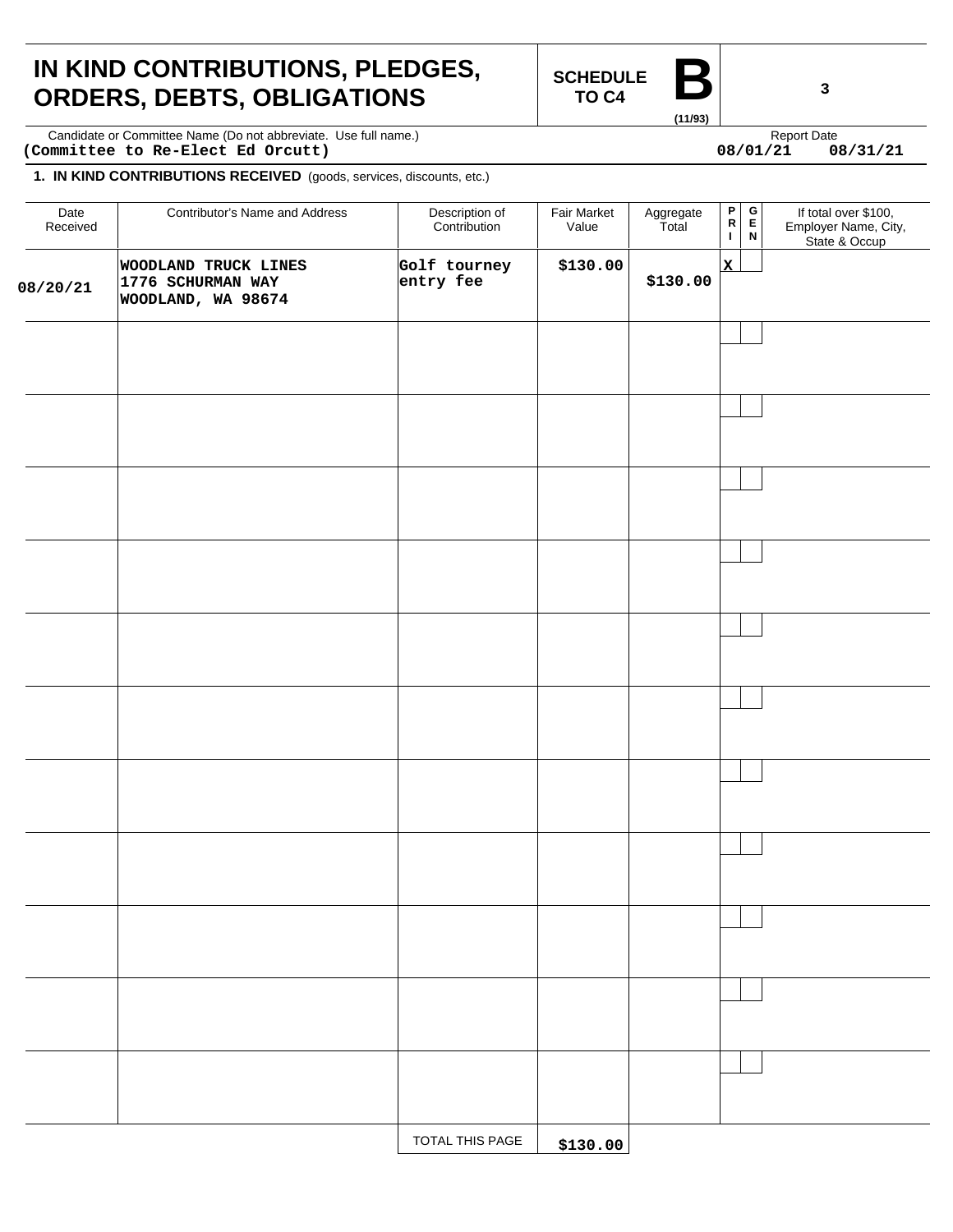# IN KIND CONTRIBUTIONS, PLEDGES, ORDERS, DEBTS, OBLIGATIONS

**SCHEDULE B TO C4** (11/93)

Candidate or Committee Name (Do not abbreviate. Use full name.)
**(Committee to Re-Elect Ed Orcutt)**

Report Date
**08/01/21 08/31/21**

**1. IN KIND CONTRIBUTIONS RECEIVED** (goods, services, discounts, etc.)

| Date Received | Contributor's Name and Address | Description of Contribution | Fair Market Value | Aggregate Total | PRI | GEN | If total over $100, Employer Name, City, State & Occup |
|---|---|---|---|---|---|---|---|
| 08/20/21 | WOODLAND TRUCK LINES<br>1776 SCHURMAN WAY<br>WOODLAND, WA 98674 | Golf tourney entry fee | $130.00 | $130.00 | X | | |
| | | | | | | | |
| | | | | | | | |
| | | | | | | | |
| | | | | | | | |
| | | | | | | | |
| | | | | | | | |
| | | | | | | | |
| | | | | | | | |
| | | | | | | | |
| | | | | | | | |
| | | | | | | | |
| | | TOTAL THIS PAGE | $130.00 | | | | |